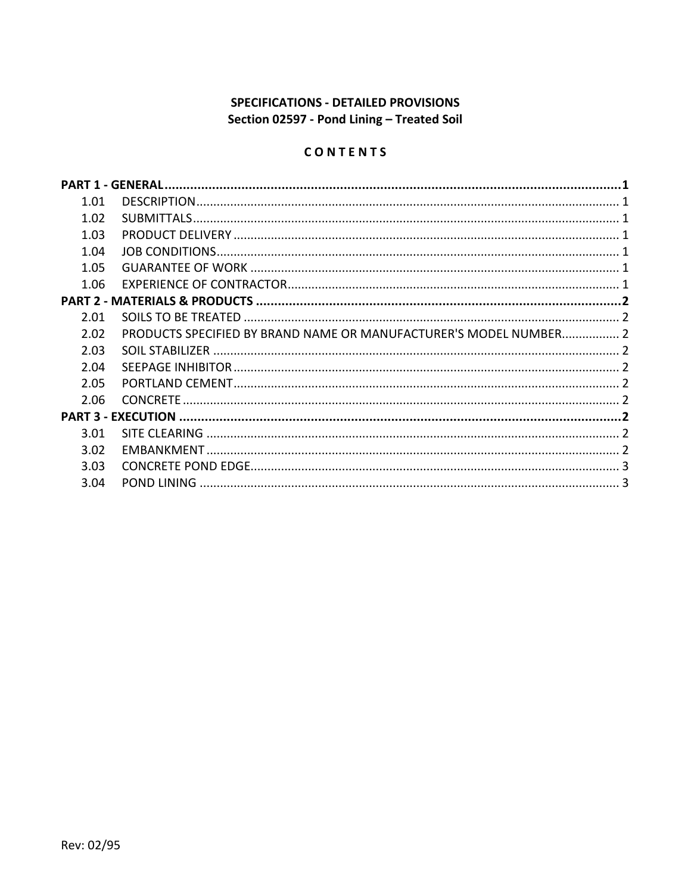**SPECIFICATIONS - DETAILED PROVISIONS**
**Section 02597 - Pond Lining – Treated Soil**

**C O N T E N T S**

| | | |
|---|---|---|
| **PART 1 - GENERAL** | | **1** |
| 1.01 | DESCRIPTION | 1 |
| 1.02 | SUBMITTALS | 1 |
| 1.03 | PRODUCT DELIVERY | 1 |
| 1.04 | JOB CONDITIONS | 1 |
| 1.05 | GUARANTEE OF WORK | 1 |
| 1.06 | EXPERIENCE OF CONTRACTOR | 1 |
| **PART 2 - MATERIALS & PRODUCTS** | | **2** |
| 2.01 | SOILS TO BE TREATED | 2 |
| 2.02 | PRODUCTS SPECIFIED BY BRAND NAME OR MANUFACTURER'S MODEL NUMBER | 2 |
| 2.03 | SOIL STABILIZER | 2 |
| 2.04 | SEEPAGE INHIBITOR | 2 |
| 2.05 | PORTLAND CEMENT | 2 |
| 2.06 | CONCRETE | 2 |
| **PART 3 - EXECUTION** | | **2** |
| 3.01 | SITE CLEARING | 2 |
| 3.02 | EMBANKMENT | 2 |
| 3.03 | CONCRETE POND EDGE | 3 |
| 3.04 | POND LINING | 3 |

Rev: 02/95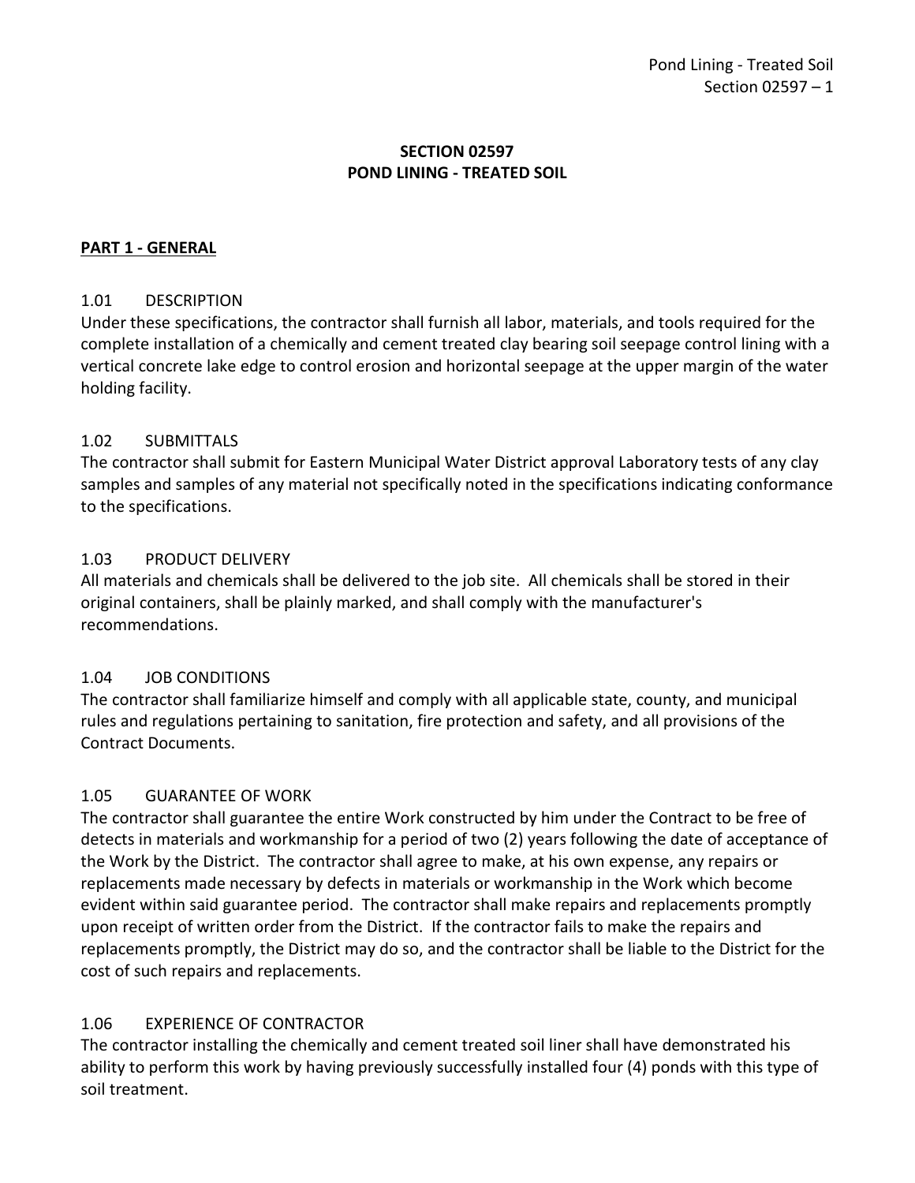## SECTION 02597
## POND LINING - TREATED SOIL

**PART 1 - GENERAL**

1.01 DESCRIPTION

Under these specifications, the contractor shall furnish all labor, materials, and tools required for the complete installation of a chemically and cement treated clay bearing soil seepage control lining with a vertical concrete lake edge to control erosion and horizontal seepage at the upper margin of the water holding facility.

1.02 SUBMITTALS

The contractor shall submit for Eastern Municipal Water District approval Laboratory tests of any clay samples and samples of any material not specifically noted in the specifications indicating conformance to the specifications.

1.03 PRODUCT DELIVERY

All materials and chemicals shall be delivered to the job site. All chemicals shall be stored in their original containers, shall be plainly marked, and shall comply with the manufacturer's recommendations.

1.04 JOB CONDITIONS

The contractor shall familiarize himself and comply with all applicable state, county, and municipal rules and regulations pertaining to sanitation, fire protection and safety, and all provisions of the Contract Documents.

1.05 GUARANTEE OF WORK

The contractor shall guarantee the entire Work constructed by him under the Contract to be free of detects in materials and workmanship for a period of two (2) years following the date of acceptance of the Work by the District. The contractor shall agree to make, at his own expense, any repairs or replacements made necessary by defects in materials or workmanship in the Work which become evident within said guarantee period. The contractor shall make repairs and replacements promptly upon receipt of written order from the District. If the contractor fails to make the repairs and replacements promptly, the District may do so, and the contractor shall be liable to the District for the cost of such repairs and replacements.

1.06 EXPERIENCE OF CONTRACTOR

The contractor installing the chemically and cement treated soil liner shall have demonstrated his ability to perform this work by having previously successfully installed four (4) ponds with this type of soil treatment.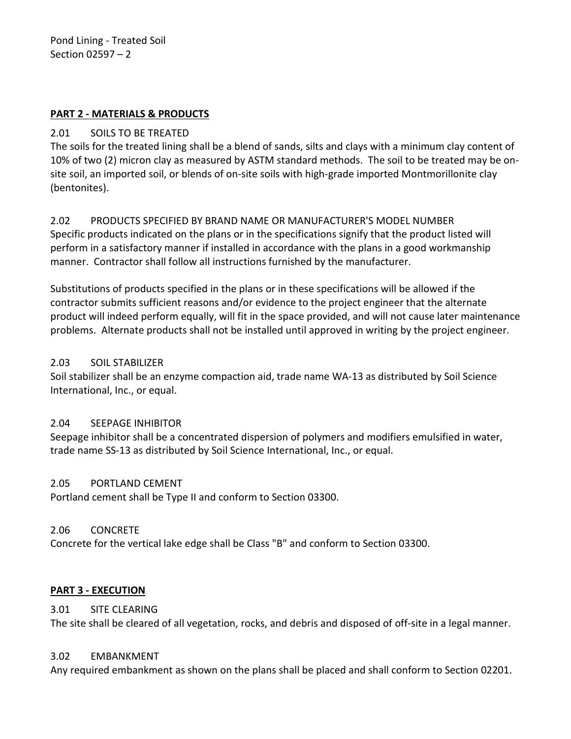## PART 2 - MATERIALS & PRODUCTS

### 2.01 SOILS TO BE TREATED

The soils for the treated lining shall be a blend of sands, silts and clays with a minimum clay content of 10% of two (2) micron clay as measured by ASTM standard methods. The soil to be treated may be on-site soil, an imported soil, or blends of on-site soils with high-grade imported Montmorillonite clay (bentonites).

### 2.02 PRODUCTS SPECIFIED BY BRAND NAME OR MANUFACTURER'S MODEL NUMBER

Specific products indicated on the plans or in the specifications signify that the product listed will perform in a satisfactory manner if installed in accordance with the plans in a good workmanship manner. Contractor shall follow all instructions furnished by the manufacturer.

Substitutions of products specified in the plans or in these specifications will be allowed if the contractor submits sufficient reasons and/or evidence to the project engineer that the alternate product will indeed perform equally, will fit in the space provided, and will not cause later maintenance problems. Alternate products shall not be installed until approved in writing by the project engineer.

### 2.03 SOIL STABILIZER

Soil stabilizer shall be an enzyme compaction aid, trade name WA-13 as distributed by Soil Science International, Inc., or equal.

### 2.04 SEEPAGE INHIBITOR

Seepage inhibitor shall be a concentrated dispersion of polymers and modifiers emulsified in water, trade name SS-13 as distributed by Soil Science International, Inc., or equal.

### 2.05 PORTLAND CEMENT

Portland cement shall be Type II and conform to Section 03300.

### 2.06 CONCRETE

Concrete for the vertical lake edge shall be Class "B" and conform to Section 03300.

## PART 3 - EXECUTION

### 3.01 SITE CLEARING

The site shall be cleared of all vegetation, rocks, and debris and disposed of off-site in a legal manner.

### 3.02 EMBANKMENT

Any required embankment as shown on the plans shall be placed and shall conform to Section 02201.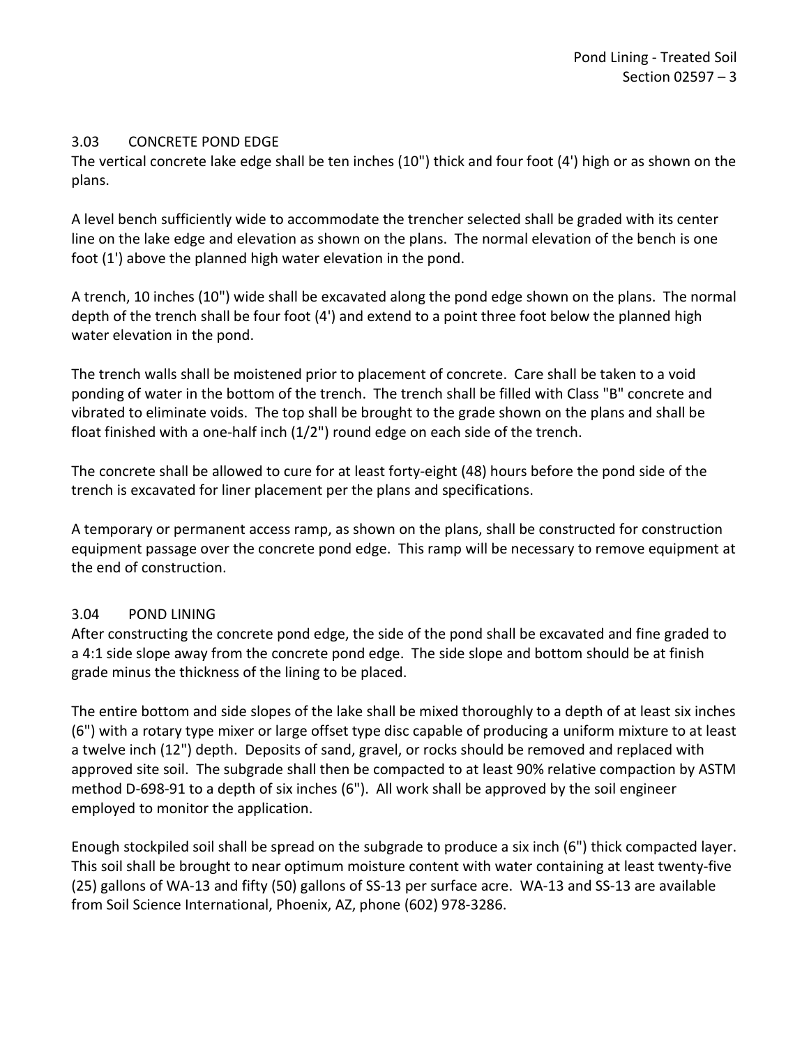### 3.03 CONCRETE POND EDGE

The vertical concrete lake edge shall be ten inches (10") thick and four foot (4') high or as shown on the plans.

A level bench sufficiently wide to accommodate the trencher selected shall be graded with its center line on the lake edge and elevation as shown on the plans. The normal elevation of the bench is one foot (1') above the planned high water elevation in the pond.

A trench, 10 inches (10") wide shall be excavated along the pond edge shown on the plans. The normal depth of the trench shall be four foot (4') and extend to a point three foot below the planned high water elevation in the pond.

The trench walls shall be moistened prior to placement of concrete. Care shall be taken to a void ponding of water in the bottom of the trench. The trench shall be filled with Class "B" concrete and vibrated to eliminate voids. The top shall be brought to the grade shown on the plans and shall be float finished with a one-half inch (1/2") round edge on each side of the trench.

The concrete shall be allowed to cure for at least forty-eight (48) hours before the pond side of the trench is excavated for liner placement per the plans and specifications.

A temporary or permanent access ramp, as shown on the plans, shall be constructed for construction equipment passage over the concrete pond edge. This ramp will be necessary to remove equipment at the end of construction.

### 3.04 POND LINING

After constructing the concrete pond edge, the side of the pond shall be excavated and fine graded to a 4:1 side slope away from the concrete pond edge. The side slope and bottom should be at finish grade minus the thickness of the lining to be placed.

The entire bottom and side slopes of the lake shall be mixed thoroughly to a depth of at least six inches (6") with a rotary type mixer or large offset type disc capable of producing a uniform mixture to at least a twelve inch (12") depth. Deposits of sand, gravel, or rocks should be removed and replaced with approved site soil. The subgrade shall then be compacted to at least 90% relative compaction by ASTM method D-698-91 to a depth of six inches (6"). All work shall be approved by the soil engineer employed to monitor the application.

Enough stockpiled soil shall be spread on the subgrade to produce a six inch (6") thick compacted layer. This soil shall be brought to near optimum moisture content with water containing at least twenty-five (25) gallons of WA-13 and fifty (50) gallons of SS-13 per surface acre. WA-13 and SS-13 are available from Soil Science International, Phoenix, AZ, phone (602) 978-3286.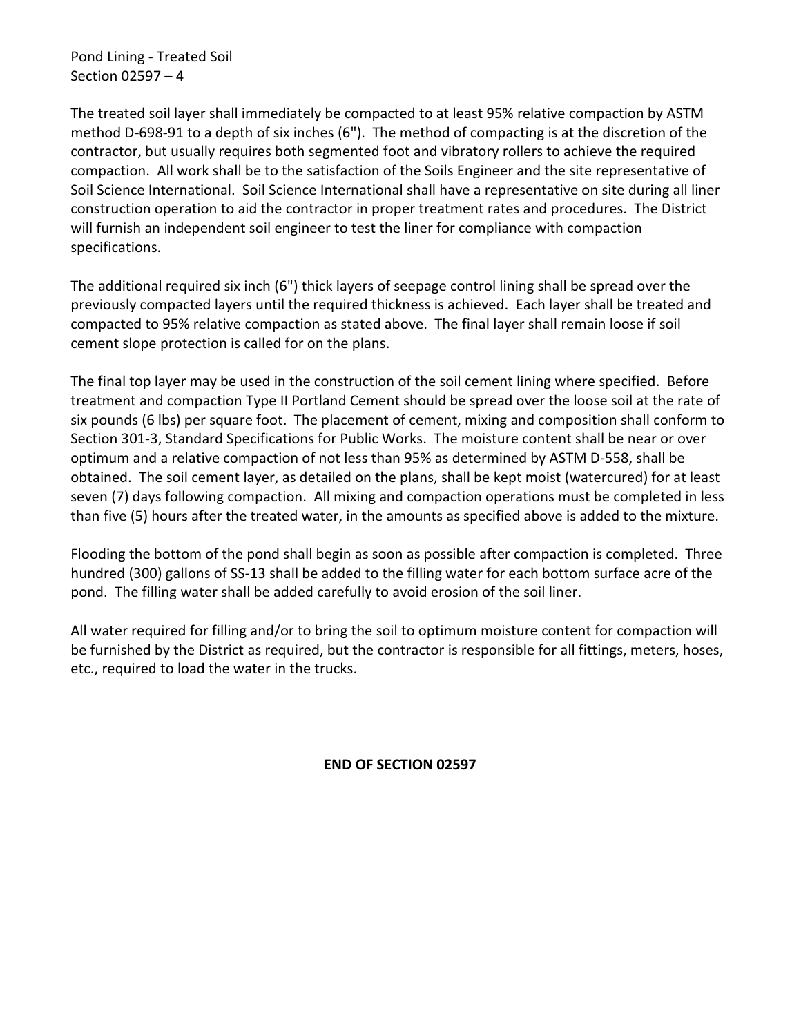The treated soil layer shall immediately be compacted to at least 95% relative compaction by ASTM method D-698-91 to a depth of six inches (6"). The method of compacting is at the discretion of the contractor, but usually requires both segmented foot and vibratory rollers to achieve the required compaction. All work shall be to the satisfaction of the Soils Engineer and the site representative of Soil Science International. Soil Science International shall have a representative on site during all liner construction operation to aid the contractor in proper treatment rates and procedures. The District will furnish an independent soil engineer to test the liner for compliance with compaction specifications.

The additional required six inch (6") thick layers of seepage control lining shall be spread over the previously compacted layers until the required thickness is achieved. Each layer shall be treated and compacted to 95% relative compaction as stated above. The final layer shall remain loose if soil cement slope protection is called for on the plans.

The final top layer may be used in the construction of the soil cement lining where specified. Before treatment and compaction Type II Portland Cement should be spread over the loose soil at the rate of six pounds (6 lbs) per square foot. The placement of cement, mixing and composition shall conform to Section 301-3, Standard Specifications for Public Works. The moisture content shall be near or over optimum and a relative compaction of not less than 95% as determined by ASTM D-558, shall be obtained. The soil cement layer, as detailed on the plans, shall be kept moist (watercured) for at least seven (7) days following compaction. All mixing and compaction operations must be completed in less than five (5) hours after the treated water, in the amounts as specified above is added to the mixture.

Flooding the bottom of the pond shall begin as soon as possible after compaction is completed. Three hundred (300) gallons of SS-13 shall be added to the filling water for each bottom surface acre of the pond. The filling water shall be added carefully to avoid erosion of the soil liner.

All water required for filling and/or to bring the soil to optimum moisture content for compaction will be furnished by the District as required, but the contractor is responsible for all fittings, meters, hoses, etc., required to load the water in the trucks.

**END OF SECTION 02597**